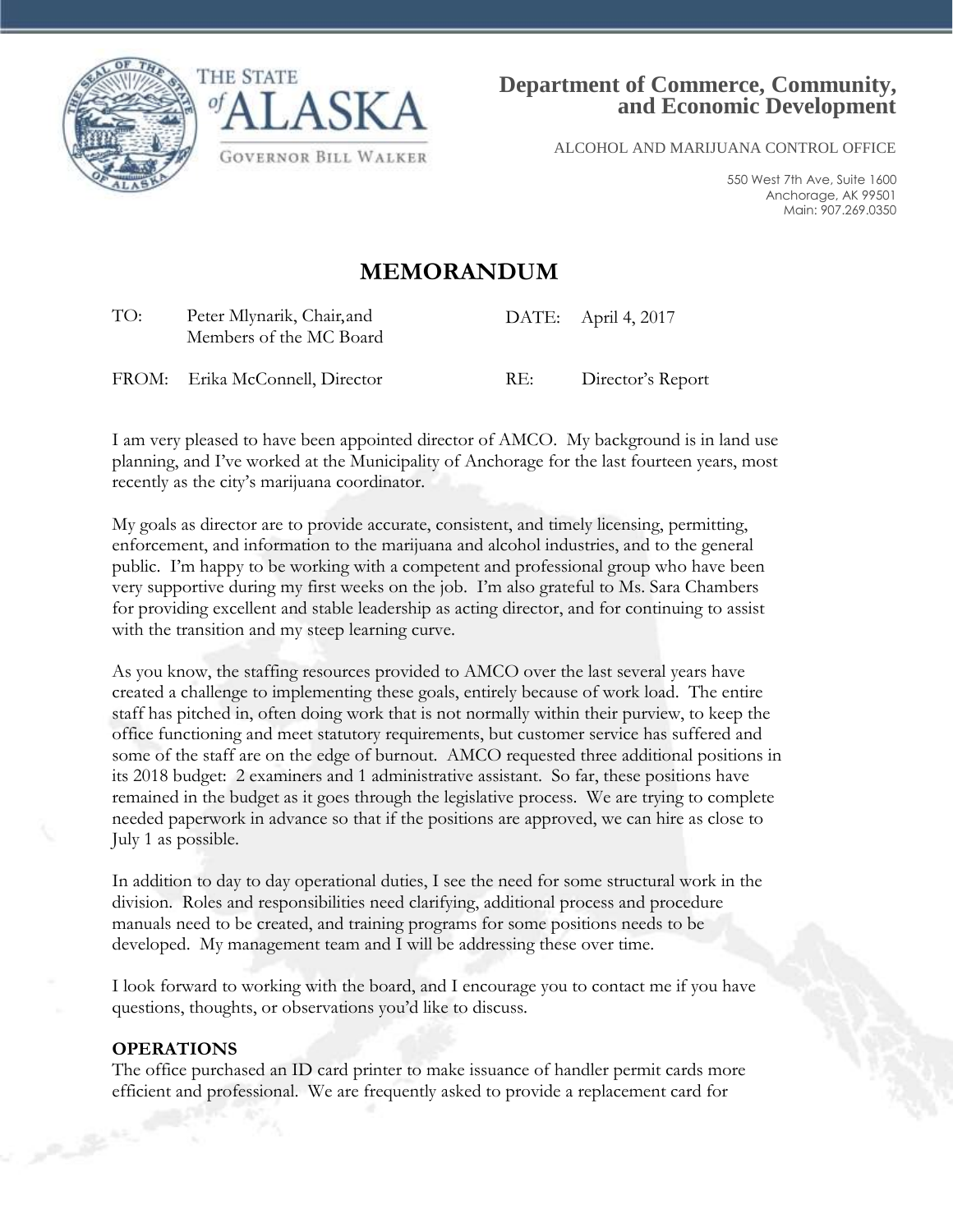THE STATE of ALASKA

GOVERNOR BILL WALKER

**Department of Commerce, Community, and Economic Development**

ALCOHOL AND MARIJUANA CONTROL OFFICE

550 West 7th Ave, Suite 1600
Anchorage, AK 99501
Main: 907.269.0350

# MEMORANDUM

| | | | |
|---|---|---|---|
| TO: | Peter Mlynarik, Chair, and Members of the MC Board | DATE: | April 4, 2017 |
| FROM: | Erika McConnell, Director | RE: | Director's Report |

I am very pleased to have been appointed director of AMCO. My background is in land use planning, and I've worked at the Municipality of Anchorage for the last fourteen years, most recently as the city's marijuana coordinator.

My goals as director are to provide accurate, consistent, and timely licensing, permitting, enforcement, and information to the marijuana and alcohol industries, and to the general public. I'm happy to be working with a competent and professional group who have been very supportive during my first weeks on the job. I'm also grateful to Ms. Sara Chambers for providing excellent and stable leadership as acting director, and for continuing to assist with the transition and my steep learning curve.

As you know, the staffing resources provided to AMCO over the last several years have created a challenge to implementing these goals, entirely because of work load. The entire staff has pitched in, often doing work that is not normally within their purview, to keep the office functioning and meet statutory requirements, but customer service has suffered and some of the staff are on the edge of burnout. AMCO requested three additional positions in its 2018 budget: 2 examiners and 1 administrative assistant. So far, these positions have remained in the budget as it goes through the legislative process. We are trying to complete needed paperwork in advance so that if the positions are approved, we can hire as close to July 1 as possible.

In addition to day to day operational duties, I see the need for some structural work in the division. Roles and responsibilities need clarifying, additional process and procedure manuals need to be created, and training programs for some positions needs to be developed. My management team and I will be addressing these over time.

I look forward to working with the board, and I encourage you to contact me if you have questions, thoughts, or observations you'd like to discuss.

**OPERATIONS**

The office purchased an ID card printer to make issuance of handler permit cards more efficient and professional. We are frequently asked to provide a replacement card for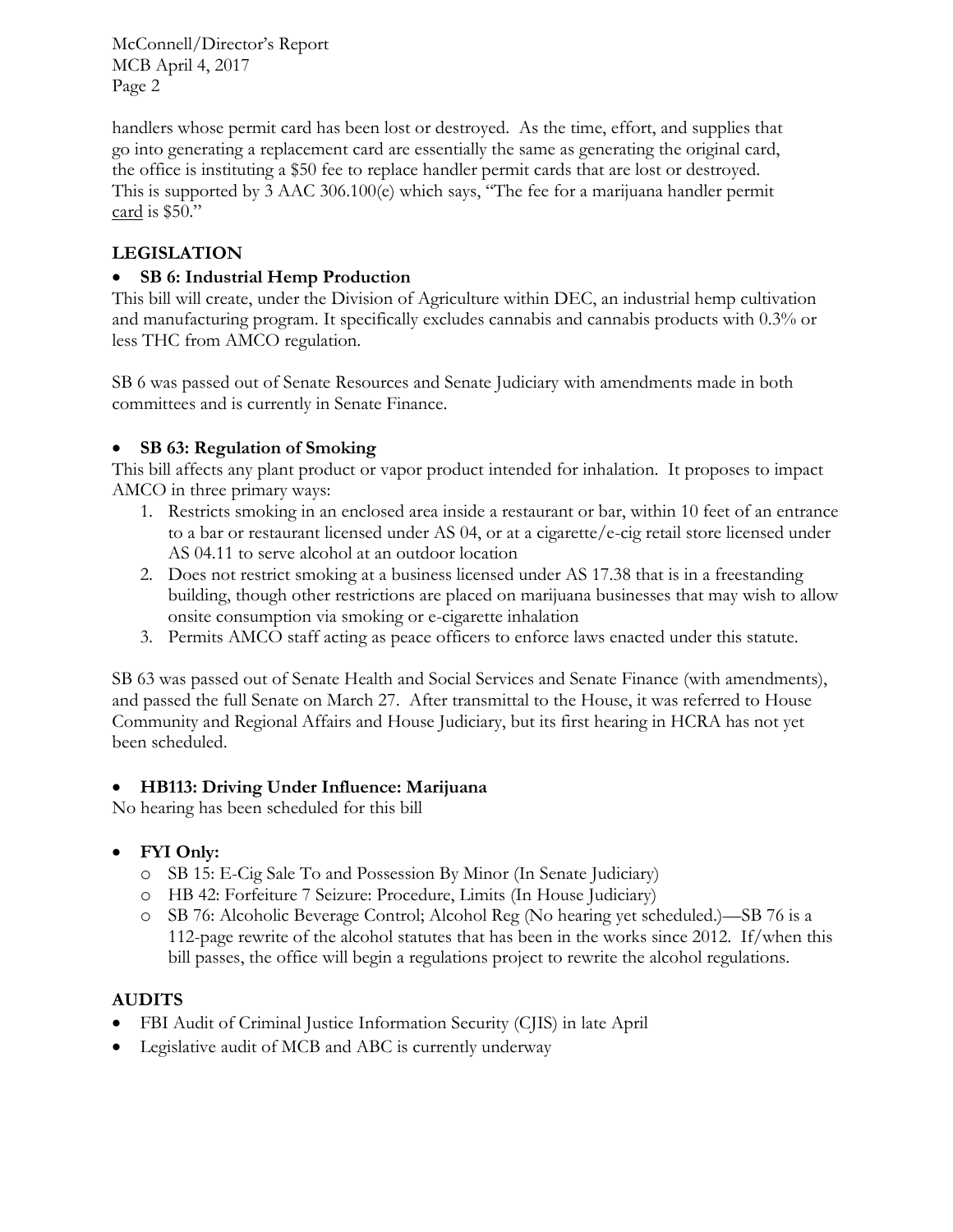handlers whose permit card has been lost or destroyed. As the time, effort, and supplies that go into generating a replacement card are essentially the same as generating the original card, the office is instituting a $50 fee to replace handler permit cards that are lost or destroyed. This is supported by 3 AAC 306.100(e) which says, "The fee for a marijuana handler permit <u>card</u> is $50."

## LEGISLATION

- **SB 6: Industrial Hemp Production**

This bill will create, under the Division of Agriculture within DEC, an industrial hemp cultivation and manufacturing program. It specifically excludes cannabis and cannabis products with 0.3% or less THC from AMCO regulation.

SB 6 was passed out of Senate Resources and Senate Judiciary with amendments made in both committees and is currently in Senate Finance.

- **SB 63: Regulation of Smoking**

This bill affects any plant product or vapor product intended for inhalation. It proposes to impact AMCO in three primary ways:

1. Restricts smoking in an enclosed area inside a restaurant or bar, within 10 feet of an entrance to a bar or restaurant licensed under AS 04, or at a cigarette/e-cig retail store licensed under AS 04.11 to serve alcohol at an outdoor location
2. Does not restrict smoking at a business licensed under AS 17.38 that is in a freestanding building, though other restrictions are placed on marijuana businesses that may wish to allow onsite consumption via smoking or e-cigarette inhalation
3. Permits AMCO staff acting as peace officers to enforce laws enacted under this statute.

SB 63 was passed out of Senate Health and Social Services and Senate Finance (with amendments), and passed the full Senate on March 27. After transmittal to the House, it was referred to House Community and Regional Affairs and House Judiciary, but its first hearing in HCRA has not yet been scheduled.

- **HB113: Driving Under Influence: Marijuana**

No hearing has been scheduled for this bill

- **FYI Only:**
  - SB 15: E-Cig Sale To and Possession By Minor (In Senate Judiciary)
  - HB 42: Forfeiture 7 Seizure: Procedure, Limits (In House Judiciary)
  - SB 76: Alcoholic Beverage Control; Alcohol Reg (No hearing yet scheduled.)—SB 76 is a 112-page rewrite of the alcohol statutes that has been in the works since 2012. If/when this bill passes, the office will begin a regulations project to rewrite the alcohol regulations.

## AUDITS

- FBI Audit of Criminal Justice Information Security (CJIS) in late April
- Legislative audit of MCB and ABC is currently underway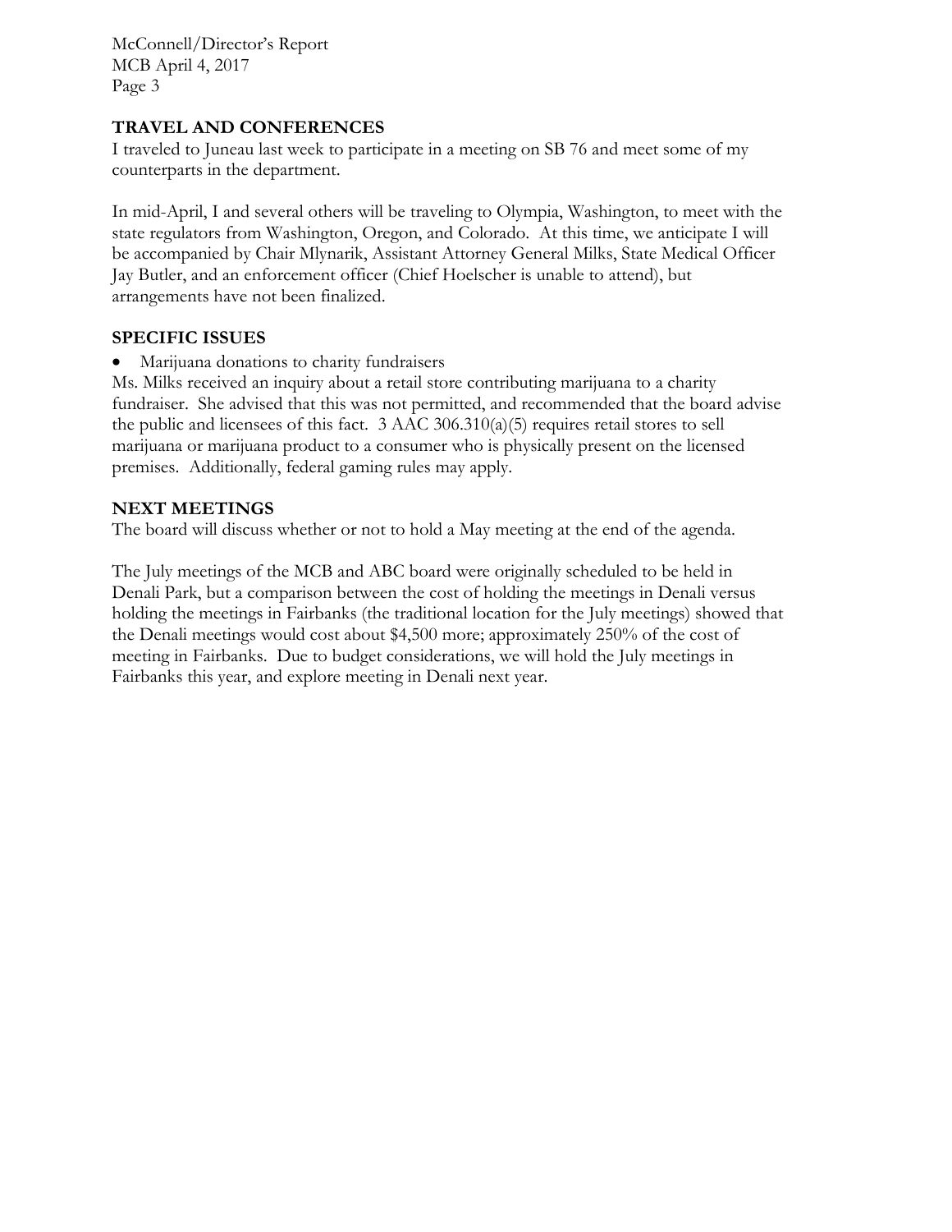## TRAVEL AND CONFERENCES

I traveled to Juneau last week to participate in a meeting on SB 76 and meet some of my counterparts in the department.

In mid-April, I and several others will be traveling to Olympia, Washington, to meet with the state regulators from Washington, Oregon, and Colorado. At this time, we anticipate I will be accompanied by Chair Mlynarik, Assistant Attorney General Milks, State Medical Officer Jay Butler, and an enforcement officer (Chief Hoelscher is unable to attend), but arrangements have not been finalized.

## SPECIFIC ISSUES

- Marijuana donations to charity fundraisers

Ms. Milks received an inquiry about a retail store contributing marijuana to a charity fundraiser. She advised that this was not permitted, and recommended that the board advise the public and licensees of this fact. 3 AAC 306.310(a)(5) requires retail stores to sell marijuana or marijuana product to a consumer who is physically present on the licensed premises. Additionally, federal gaming rules may apply.

## NEXT MEETINGS

The board will discuss whether or not to hold a May meeting at the end of the agenda.

The July meetings of the MCB and ABC board were originally scheduled to be held in Denali Park, but a comparison between the cost of holding the meetings in Denali versus holding the meetings in Fairbanks (the traditional location for the July meetings) showed that the Denali meetings would cost about $4,500 more; approximately 250% of the cost of meeting in Fairbanks. Due to budget considerations, we will hold the July meetings in Fairbanks this year, and explore meeting in Denali next year.